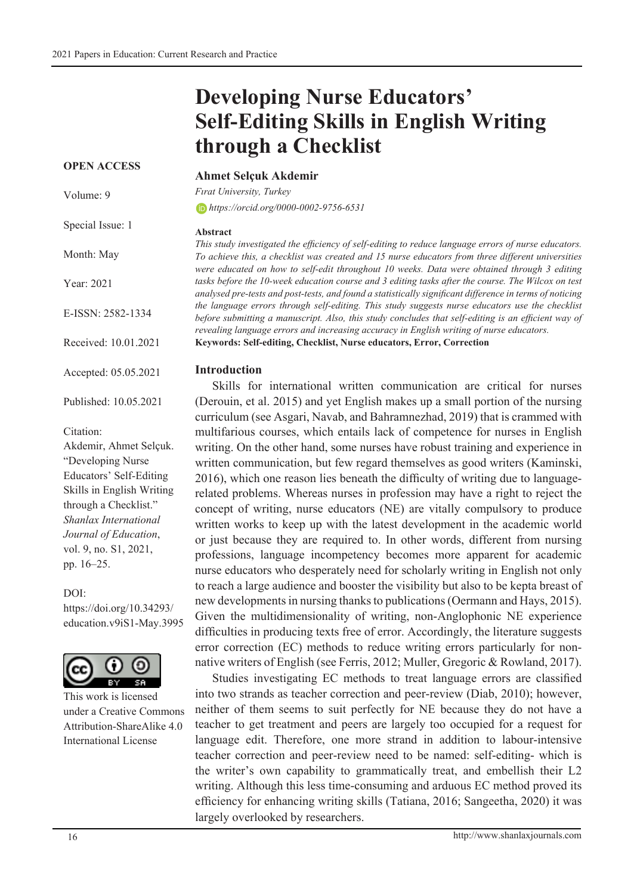# Developing Nurse Educators' Self-Editing Skills in English Writing through a Checklist

**OPEN ACCESS**

Volume: 9

Special Issue: 1

Month: May

Year: 2021

E-ISSN: 2582-1334

Received: 10.01.2021

Accepted: 05.05.2021

Published: 10.05.2021

Citation:
Akdemir, Ahmet Selçuk. "Developing Nurse Educators' Self-Editing Skills in English Writing through a Checklist." *Shanlax International Journal of Education*, vol. 9, no. S1, 2021, pp. 16–25.

DOI:
https://doi.org/10.34293/education.v9iS1-May.3995

This work is licensed under a Creative Commons Attribution-ShareAlike 4.0 International License

**Ahmet Selçuk Akdemir**

*Fırat University, Turkey*

*https://orcid.org/0000-0002-9756-6531*

**Abstract**

*This study investigated the efficiency of self-editing to reduce language errors of nurse educators. To achieve this, a checklist was created and 15 nurse educators from three different universities were educated on how to self-edit throughout 10 weeks. Data were obtained through 3 editing tasks before the 10-week education course and 3 editing tasks after the course. The Wilcox on test analysed pre-tests and post-tests, and found a statistically significant difference in terms of noticing the language errors through self-editing. This study suggests nurse educators use the checklist before submitting a manuscript. Also, this study concludes that self-editing is an efficient way of revealing language errors and increasing accuracy in English writing of nurse educators.*

**Keywords: Self-editing, Checklist, Nurse educators, Error, Correction**

## Introduction

Skills for international written communication are critical for nurses (Derouin, et al. 2015) and yet English makes up a small portion of the nursing curriculum (see Asgari, Navab, and Bahramnezhad, 2019) that is crammed with multifarious courses, which entails lack of competence for nurses in English writing. On the other hand, some nurses have robust training and experience in written communication, but few regard themselves as good writers (Kaminski, 2016), which one reason lies beneath the difficulty of writing due to language-related problems. Whereas nurses in profession may have a right to reject the concept of writing, nurse educators (NE) are vitally compulsory to produce written works to keep up with the latest development in the academic world or just because they are required to. In other words, different from nursing professions, language incompetency becomes more apparent for academic nurse educators who desperately need for scholarly writing in English not only to reach a large audience and booster the visibility but also to be kepta breast of new developments in nursing thanks to publications (Oermann and Hays, 2015). Given the multidimensionality of writing, non-Anglophonic NE experience difficulties in producing texts free of error. Accordingly, the literature suggests error correction (EC) methods to reduce writing errors particularly for non-native writers of English (see Ferris, 2012; Muller, Gregoric & Rowland, 2017).

Studies investigating EC methods to treat language errors are classified into two strands as teacher correction and peer-review (Diab, 2010); however, neither of them seems to suit perfectly for NE because they do not have a teacher to get treatment and peers are largely too occupied for a request for language edit. Therefore, one more strand in addition to labour-intensive teacher correction and peer-review need to be named: self-editing- which is the writer's own capability to grammatically treat, and embellish their L2 writing. Although this less time-consuming and arduous EC method proved its efficiency for enhancing writing skills (Tatiana, 2016; Sangeetha, 2020) it was largely overlooked by researchers.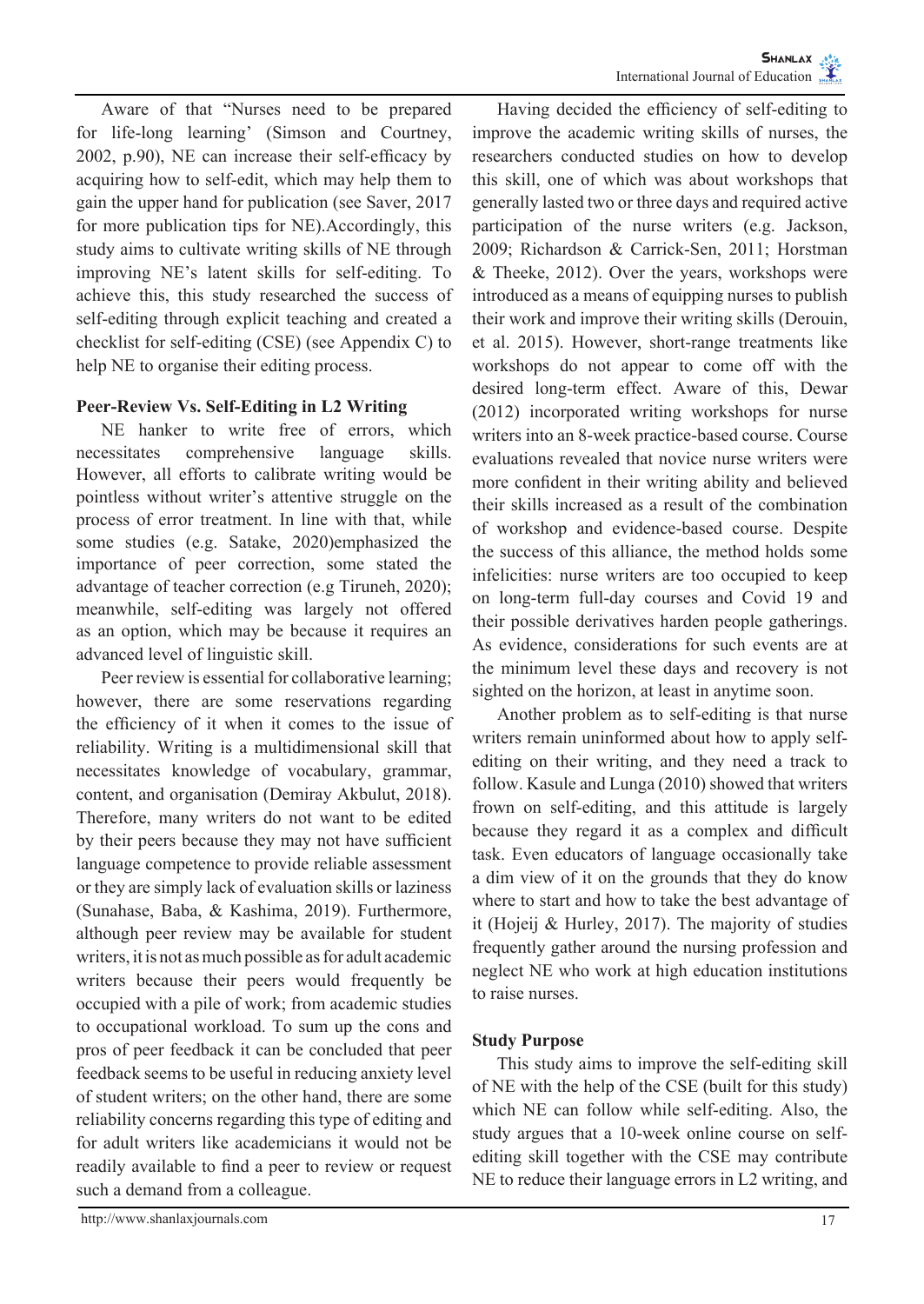Aware of that "Nurses need to be prepared for life-long learning' (Simson and Courtney, 2002, p.90), NE can increase their self-efficacy by acquiring how to self-edit, which may help them to gain the upper hand for publication (see Saver, 2017 for more publication tips for NE).Accordingly, this study aims to cultivate writing skills of NE through improving NE's latent skills for self-editing. To achieve this, this study researched the success of self-editing through explicit teaching and created a checklist for self-editing (CSE) (see Appendix C) to help NE to organise their editing process.

## Peer-Review Vs. Self-Editing in L2 Writing

NE hanker to write free of errors, which necessitates comprehensive language skills. However, all efforts to calibrate writing would be pointless without writer's attentive struggle on the process of error treatment. In line with that, while some studies (e.g. Satake, 2020)emphasized the importance of peer correction, some stated the advantage of teacher correction (e.g Tiruneh, 2020); meanwhile, self-editing was largely not offered as an option, which may be because it requires an advanced level of linguistic skill.

Peer review is essential for collaborative learning; however, there are some reservations regarding the efficiency of it when it comes to the issue of reliability. Writing is a multidimensional skill that necessitates knowledge of vocabulary, grammar, content, and organisation (Demiray Akbulut, 2018). Therefore, many writers do not want to be edited by their peers because they may not have sufficient language competence to provide reliable assessment or they are simply lack of evaluation skills or laziness (Sunahase, Baba, & Kashima, 2019). Furthermore, although peer review may be available for student writers, it is not as much possible as for adult academic writers because their peers would frequently be occupied with a pile of work; from academic studies to occupational workload. To sum up the cons and pros of peer feedback it can be concluded that peer feedback seems to be useful in reducing anxiety level of student writers; on the other hand, there are some reliability concerns regarding this type of editing and for adult writers like academicians it would not be readily available to find a peer to review or request such a demand from a colleague.

Having decided the efficiency of self-editing to improve the academic writing skills of nurses, the researchers conducted studies on how to develop this skill, one of which was about workshops that generally lasted two or three days and required active participation of the nurse writers (e.g. Jackson, 2009; Richardson & Carrick-Sen, 2011; Horstman & Theeke, 2012). Over the years, workshops were introduced as a means of equipping nurses to publish their work and improve their writing skills (Derouin, et al. 2015). However, short-range treatments like workshops do not appear to come off with the desired long-term effect. Aware of this, Dewar (2012) incorporated writing workshops for nurse writers into an 8-week practice-based course. Course evaluations revealed that novice nurse writers were more confident in their writing ability and believed their skills increased as a result of the combination of workshop and evidence-based course. Despite the success of this alliance, the method holds some infelicities: nurse writers are too occupied to keep on long-term full-day courses and Covid 19 and their possible derivatives harden people gatherings. As evidence, considerations for such events are at the minimum level these days and recovery is not sighted on the horizon, at least in anytime soon.

Another problem as to self-editing is that nurse writers remain uninformed about how to apply self-editing on their writing, and they need a track to follow. Kasule and Lunga (2010) showed that writers frown on self-editing, and this attitude is largely because they regard it as a complex and difficult task. Even educators of language occasionally take a dim view of it on the grounds that they do know where to start and how to take the best advantage of it (Hojeij & Hurley, 2017). The majority of studies frequently gather around the nursing profession and neglect NE who work at high education institutions to raise nurses.

## Study Purpose

This study aims to improve the self-editing skill of NE with the help of the CSE (built for this study) which NE can follow while self-editing. Also, the study argues that a 10-week online course on self-editing skill together with the CSE may contribute NE to reduce their language errors in L2 writing, and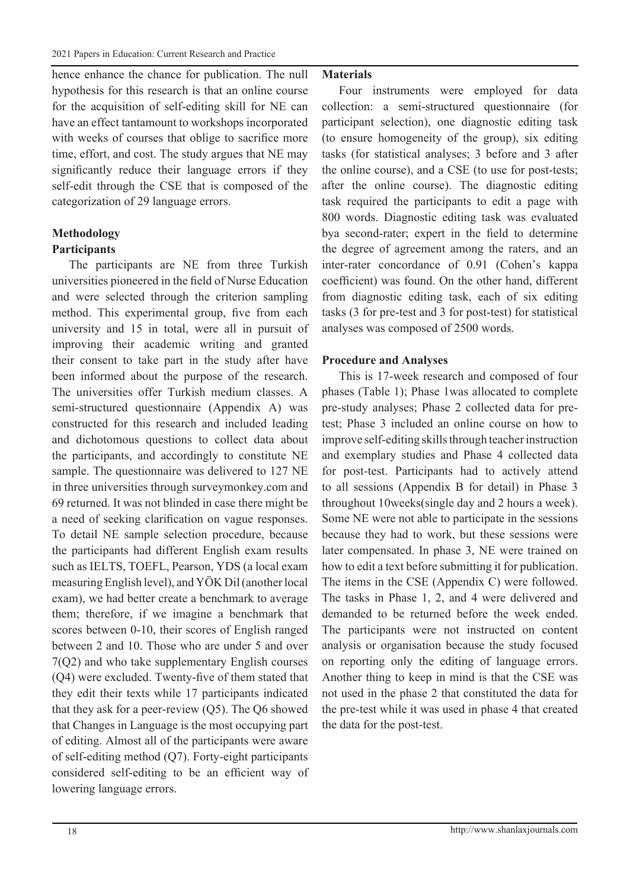hence enhance the chance for publication. The null hypothesis for this research is that an online course for the acquisition of self-editing skill for NE can have an effect tantamount to workshops incorporated with weeks of courses that oblige to sacrifice more time, effort, and cost. The study argues that NE may significantly reduce their language errors if they self-edit through the CSE that is composed of the categorization of 29 language errors.

## Methodology

### Participants

The participants are NE from three Turkish universities pioneered in the field of Nurse Education and were selected through the criterion sampling method. This experimental group, five from each university and 15 in total, were all in pursuit of improving their academic writing and granted their consent to take part in the study after have been informed about the purpose of the research. The universities offer Turkish medium classes. A semi-structured questionnaire (Appendix A) was constructed for this research and included leading and dichotomous questions to collect data about the participants, and accordingly to constitute NE sample. The questionnaire was delivered to 127 NE in three universities through surveymonkey.com and 69 returned. It was not blinded in case there might be a need of seeking clarification on vague responses. To detail NE sample selection procedure, because the participants had different English exam results such as IELTS, TOEFL, Pearson, YDS (a local exam measuring English level), and YÖK Dil (another local exam), we had better create a benchmark to average them; therefore, if we imagine a benchmark that scores between 0-10, their scores of English ranged between 2 and 10. Those who are under 5 and over 7(Q2) and who take supplementary English courses (Q4) were excluded. Twenty-five of them stated that they edit their texts while 17 participants indicated that they ask for a peer-review (Q5). The Q6 showed that Changes in Language is the most occupying part of editing. Almost all of the participants were aware of self-editing method (Q7). Forty-eight participants considered self-editing to be an efficient way of lowering language errors.

### Materials

Four instruments were employed for data collection: a semi-structured questionnaire (for participant selection), one diagnostic editing task (to ensure homogeneity of the group), six editing tasks (for statistical analyses; 3 before and 3 after the online course), and a CSE (to use for post-tests; after the online course). The diagnostic editing task required the participants to edit a page with 800 words. Diagnostic editing task was evaluated bya second-rater; expert in the field to determine the degree of agreement among the raters, and an inter-rater concordance of 0.91 (Cohen's kappa coefficient) was found. On the other hand, different from diagnostic editing task, each of six editing tasks (3 for pre-test and 3 for post-test) for statistical analyses was composed of 2500 words.

### Procedure and Analyses

This is 17-week research and composed of four phases (Table 1); Phase 1was allocated to complete pre-study analyses; Phase 2 collected data for pre-test; Phase 3 included an online course on how to improve self-editing skills through teacher instruction and exemplary studies and Phase 4 collected data for post-test. Participants had to actively attend to all sessions (Appendix B for detail) in Phase 3 throughout 10weeks(single day and 2 hours a week). Some NE were not able to participate in the sessions because they had to work, but these sessions were later compensated. In phase 3, NE were trained on how to edit a text before submitting it for publication. The items in the CSE (Appendix C) were followed. The tasks in Phase 1, 2, and 4 were delivered and demanded to be returned before the week ended. The participants were not instructed on content analysis or organisation because the study focused on reporting only the editing of language errors. Another thing to keep in mind is that the CSE was not used in the phase 2 that constituted the data for the pre-test while it was used in phase 4 that created the data for the post-test.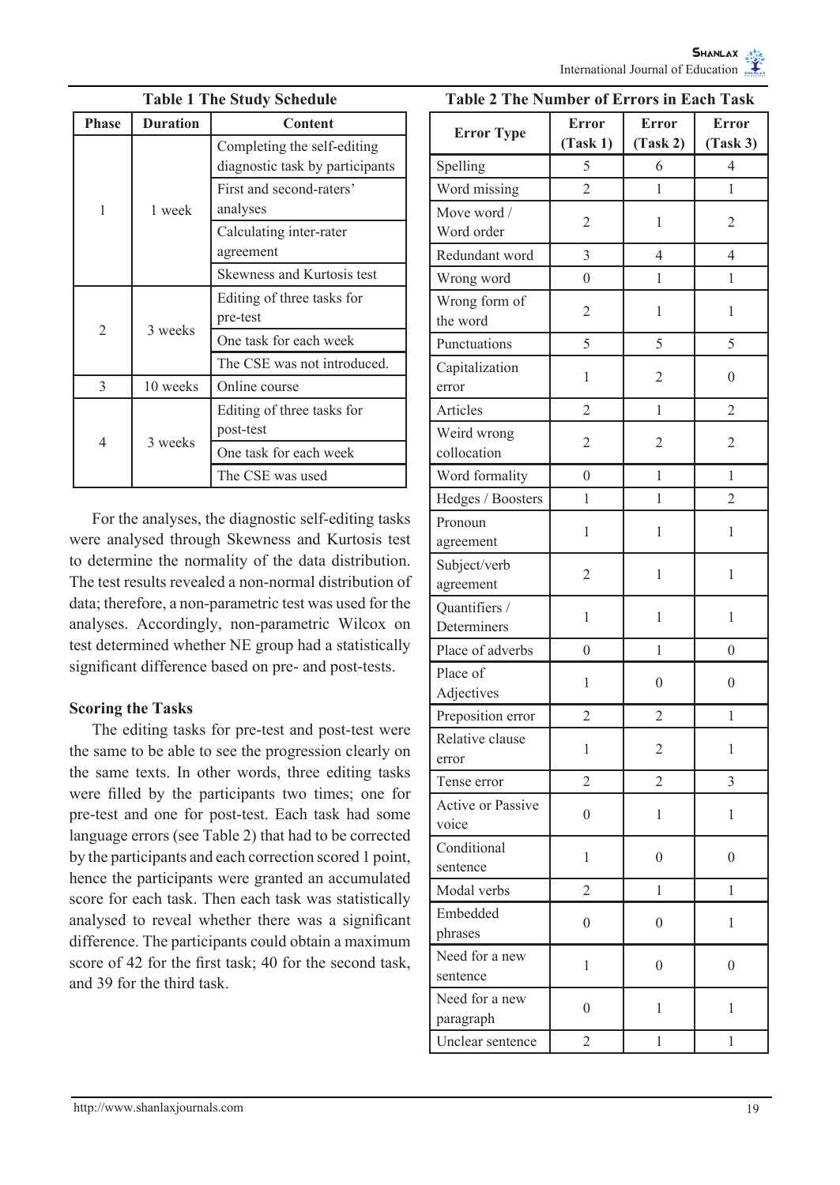**Table 1 The Study Schedule**

| Phase | Duration | Content |
|---|---|---|
| 1 | 1 week | Completing the self-editing diagnostic task by participants |
| | | First and second-raters' analyses |
| | | Calculating inter-rater agreement |
| | | Skewness and Kurtosis test |
| 2 | 3 weeks | Editing of three tasks for pre-test |
| | | One task for each week |
| | | The CSE was not introduced. |
| 3 | 10 weeks | Online course |
| 4 | 3 weeks | Editing of three tasks for post-test |
| | | One task for each week |
| | | The CSE was used |

For the analyses, the diagnostic self-editing tasks were analysed through Skewness and Kurtosis test to determine the normality of the data distribution. The test results revealed a non-normal distribution of data; therefore, a non-parametric test was used for the analyses. Accordingly, non-parametric Wilcox on test determined whether NE group had a statistically significant difference based on pre- and post-tests.

### Scoring the Tasks

The editing tasks for pre-test and post-test were the same to be able to see the progression clearly on the same texts. In other words, three editing tasks were filled by the participants two times; one for pre-test and one for post-test. Each task had some language errors (see Table 2) that had to be corrected by the participants and each correction scored 1 point, hence the participants were granted an accumulated score for each task. Then each task was statistically analysed to reveal whether there was a significant difference. The participants could obtain a maximum score of 42 for the first task; 40 for the second task, and 39 for the third task.

**Table 2 The Number of Errors in Each Task**

| Error Type | Error (Task 1) | Error (Task 2) | Error (Task 3) |
|---|---|---|---|
| Spelling | 5 | 6 | 4 |
| Word missing | 2 | 1 | 1 |
| Move word / Word order | 2 | 1 | 2 |
| Redundant word | 3 | 4 | 4 |
| Wrong word | 0 | 1 | 1 |
| Wrong form of the word | 2 | 1 | 1 |
| Punctuations | 5 | 5 | 5 |
| Capitalization error | 1 | 2 | 0 |
| Articles | 2 | 1 | 2 |
| Weird wrong collocation | 2 | 2 | 2 |
| Word formality | 0 | 1 | 1 |
| Hedges / Boosters | 1 | 1 | 2 |
| Pronoun agreement | 1 | 1 | 1 |
| Subject/verb agreement | 2 | 1 | 1 |
| Quantifiers / Determiners | 1 | 1 | 1 |
| Place of adverbs | 0 | 1 | 0 |
| Place of Adjectives | 1 | 0 | 0 |
| Preposition error | 2 | 2 | 1 |
| Relative clause error | 1 | 2 | 1 |
| Tense error | 2 | 2 | 3 |
| Active or Passive voice | 0 | 1 | 1 |
| Conditional sentence | 1 | 0 | 0 |
| Modal verbs | 2 | 1 | 1 |
| Embedded phrases | 0 | 0 | 1 |
| Need for a new sentence | 1 | 0 | 0 |
| Need for a new paragraph | 0 | 1 | 1 |
| Unclear sentence | 2 | 1 | 1 |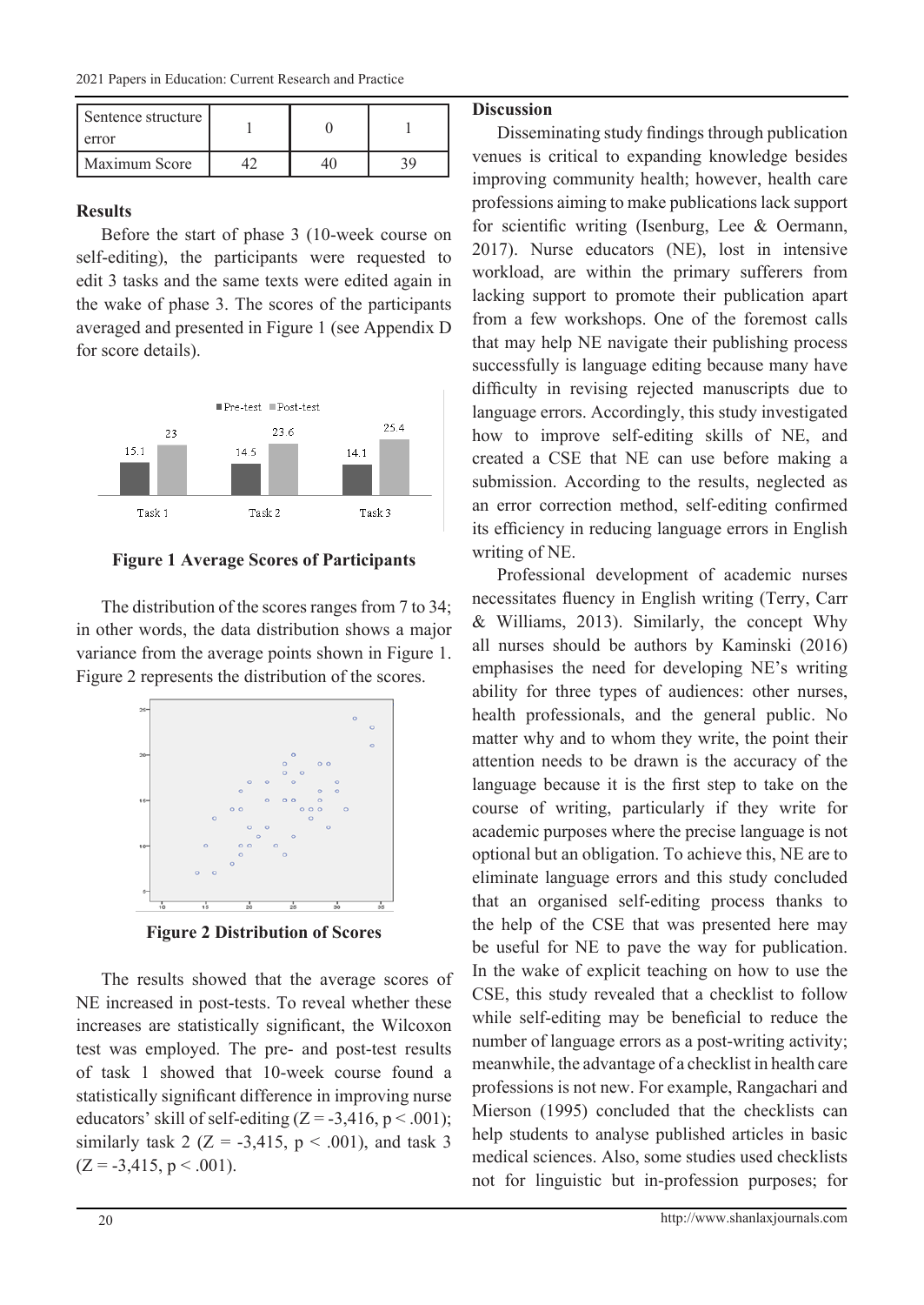| Sentence structure error | 1 | 0 | 1 |
|---|---|---|---|
| Maximum Score | 42 | 40 | 39 |

## Results

Before the start of phase 3 (10-week course on self-editing), the participants were requested to edit 3 tasks and the same texts were edited again in the wake of phase 3. The scores of the participants averaged and presented in Figure 1 (see Appendix D for score details).

**Figure 1 Average Scores of Participants**

The distribution of the scores ranges from 7 to 34; in other words, the data distribution shows a major variance from the average points shown in Figure 1. Figure 2 represents the distribution of the scores.

**Figure 2 Distribution of Scores**

The results showed that the average scores of NE increased in post-tests. To reveal whether these increases are statistically significant, the Wilcoxon test was employed. The pre- and post-test results of task 1 showed that 10-week course found a statistically significant difference in improving nurse educators' skill of self-editing ($Z = -3,416$, $p < .001$); similarly task 2 ($Z = -3,415$, $p < .001$), and task 3 ($Z = -3,415$, $p < .001$).

## Discussion

Disseminating study findings through publication venues is critical to expanding knowledge besides improving community health; however, health care professions aiming to make publications lack support for scientific writing (Isenburg, Lee & Oermann, 2017). Nurse educators (NE), lost in intensive workload, are within the primary sufferers from lacking support to promote their publication apart from a few workshops. One of the foremost calls that may help NE navigate their publishing process successfully is language editing because many have difficulty in revising rejected manuscripts due to language errors. Accordingly, this study investigated how to improve self-editing skills of NE, and created a CSE that NE can use before making a submission. According to the results, neglected as an error correction method, self-editing confirmed its efficiency in reducing language errors in English writing of NE.

Professional development of academic nurses necessitates fluency in English writing (Terry, Carr & Williams, 2013). Similarly, the concept Why all nurses should be authors by Kaminski (2016) emphasises the need for developing NE's writing ability for three types of audiences: other nurses, health professionals, and the general public. No matter why and to whom they write, the point their attention needs to be drawn is the accuracy of the language because it is the first step to take on the course of writing, particularly if they write for academic purposes where the precise language is not optional but an obligation. To achieve this, NE are to eliminate language errors and this study concluded that an organised self-editing process thanks to the help of the CSE that was presented here may be useful for NE to pave the way for publication. In the wake of explicit teaching on how to use the CSE, this study revealed that a checklist to follow while self-editing may be beneficial to reduce the number of language errors as a post-writing activity; meanwhile, the advantage of a checklist in health care professions is not new. For example, Rangachari and Mierson (1995) concluded that the checklists can help students to analyse published articles in basic medical sciences. Also, some studies used checklists not for linguistic but in-profession purposes; for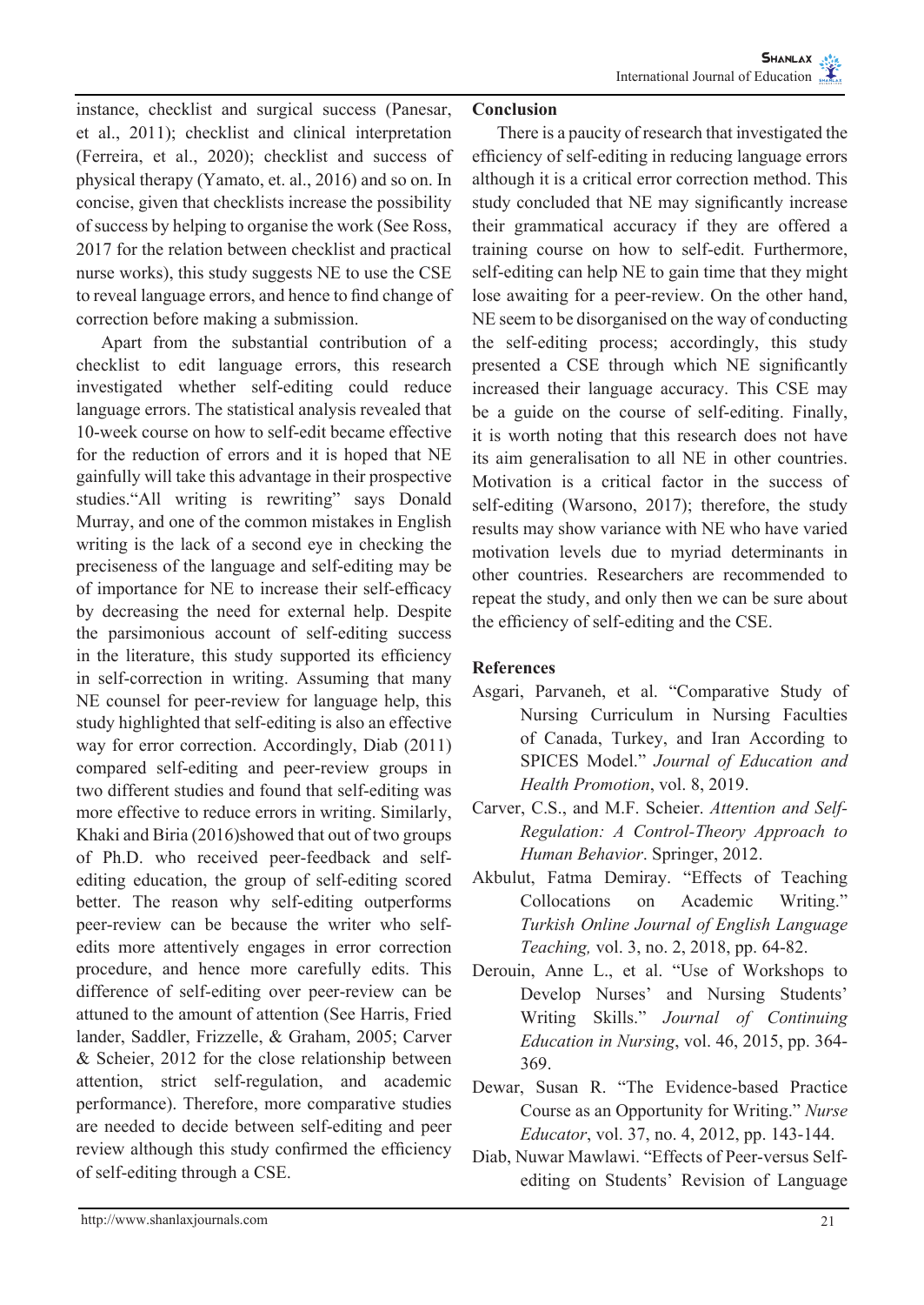instance, checklist and surgical success (Panesar, et al., 2011); checklist and clinical interpretation (Ferreira, et al., 2020); checklist and success of physical therapy (Yamato, et. al., 2016) and so on. In concise, given that checklists increase the possibility of success by helping to organise the work (See Ross, 2017 for the relation between checklist and practical nurse works), this study suggests NE to use the CSE to reveal language errors, and hence to find change of correction before making a submission.

Apart from the substantial contribution of a checklist to edit language errors, this research investigated whether self-editing could reduce language errors. The statistical analysis revealed that 10-week course on how to self-edit became effective for the reduction of errors and it is hoped that NE gainfully will take this advantage in their prospective studies."All writing is rewriting" says Donald Murray, and one of the common mistakes in English writing is the lack of a second eye in checking the preciseness of the language and self-editing may be of importance for NE to increase their self-efficacy by decreasing the need for external help. Despite the parsimonious account of self-editing success in the literature, this study supported its efficiency in self-correction in writing. Assuming that many NE counsel for peer-review for language help, this study highlighted that self-editing is also an effective way for error correction. Accordingly, Diab (2011) compared self-editing and peer-review groups in two different studies and found that self-editing was more effective to reduce errors in writing. Similarly, Khaki and Biria (2016)showed that out of two groups of Ph.D. who received peer-feedback and self-editing education, the group of self-editing scored better. The reason why self-editing outperforms peer-review can be because the writer who self-edits more attentively engages in error correction procedure, and hence more carefully edits. This difference of self-editing over peer-review can be attuned to the amount of attention (See Harris, Fried lander, Saddler, Frizzelle, & Graham, 2005; Carver & Scheier, 2012 for the close relationship between attention, strict self-regulation, and academic performance). Therefore, more comparative studies are needed to decide between self-editing and peer review although this study confirmed the efficiency of self-editing through a CSE.

## Conclusion

There is a paucity of research that investigated the efficiency of self-editing in reducing language errors although it is a critical error correction method. This study concluded that NE may significantly increase their grammatical accuracy if they are offered a training course on how to self-edit. Furthermore, self-editing can help NE to gain time that they might lose awaiting for a peer-review. On the other hand, NE seem to be disorganised on the way of conducting the self-editing process; accordingly, this study presented a CSE through which NE significantly increased their language accuracy. This CSE may be a guide on the course of self-editing. Finally, it is worth noting that this research does not have its aim generalisation to all NE in other countries. Motivation is a critical factor in the success of self-editing (Warsono, 2017); therefore, the study results may show variance with NE who have varied motivation levels due to myriad determinants in other countries. Researchers are recommended to repeat the study, and only then we can be sure about the efficiency of self-editing and the CSE.

## References

Asgari, Parvaneh, et al. "Comparative Study of Nursing Curriculum in Nursing Faculties of Canada, Turkey, and Iran According to SPICES Model." *Journal of Education and Health Promotion*, vol. 8, 2019.

Carver, C.S., and M.F. Scheier. *Attention and Self-Regulation: A Control-Theory Approach to Human Behavior*. Springer, 2012.

Akbulut, Fatma Demiray. "Effects of Teaching Collocations on Academic Writing." *Turkish Online Journal of English Language Teaching,* vol. 3, no. 2, 2018, pp. 64-82.

Derouin, Anne L., et al. "Use of Workshops to Develop Nurses' and Nursing Students' Writing Skills." *Journal of Continuing Education in Nursing*, vol. 46, 2015, pp. 364-369.

Dewar, Susan R. "The Evidence-based Practice Course as an Opportunity for Writing." *Nurse Educator*, vol. 37, no. 4, 2012, pp. 143-144.

Diab, Nuwar Mawlawi. "Effects of Peer-versus Self-editing on Students' Revision of Language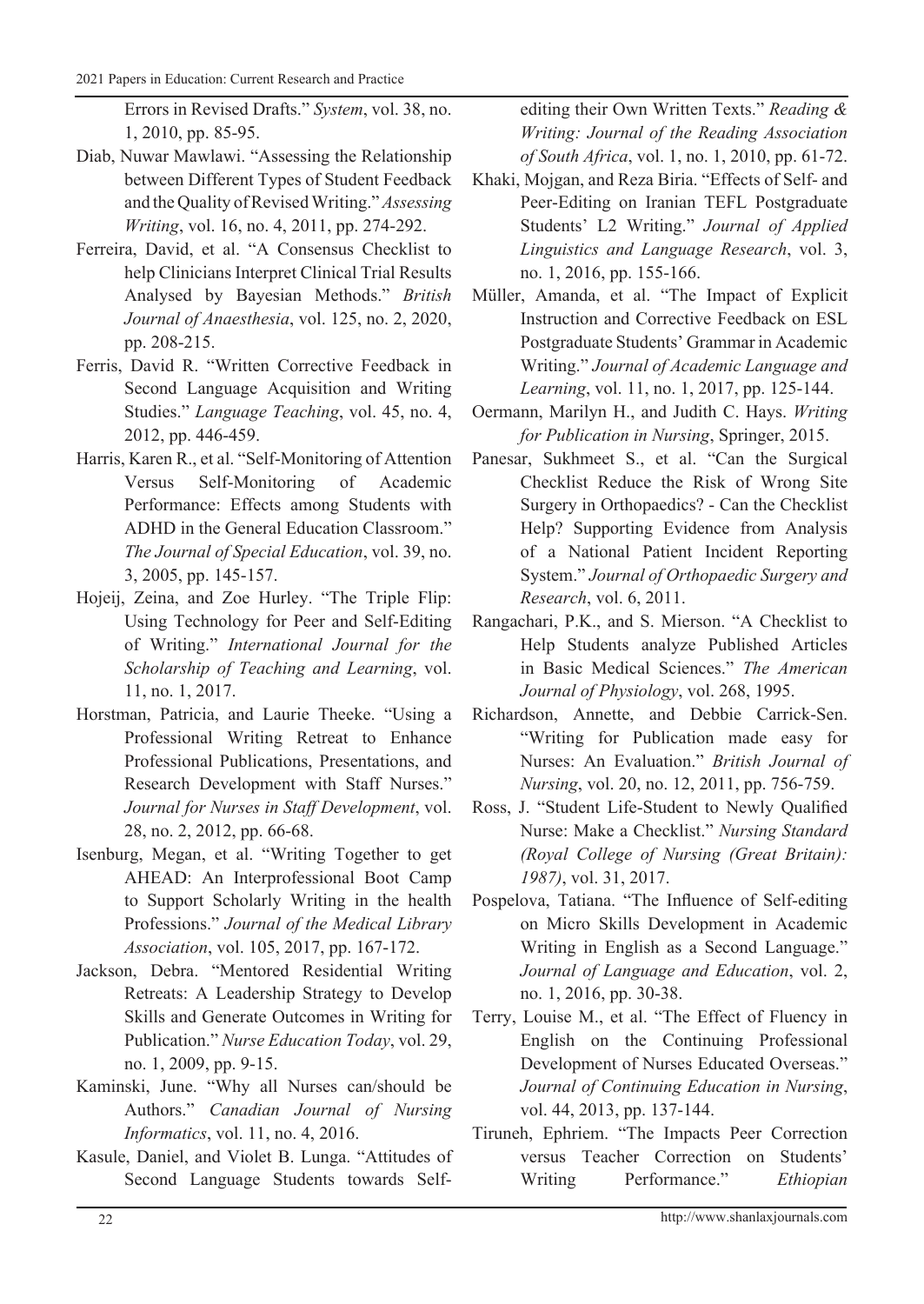Errors in Revised Drafts." *System*, vol. 38, no. 1, 2010, pp. 85-95.

Diab, Nuwar Mawlawi. "Assessing the Relationship between Different Types of Student Feedback and the Quality of Revised Writing." *Assessing Writing*, vol. 16, no. 4, 2011, pp. 274-292.

Ferreira, David, et al. "A Consensus Checklist to help Clinicians Interpret Clinical Trial Results Analysed by Bayesian Methods." *British Journal of Anaesthesia*, vol. 125, no. 2, 2020, pp. 208-215.

Ferris, David R. "Written Corrective Feedback in Second Language Acquisition and Writing Studies." *Language Teaching*, vol. 45, no. 4, 2012, pp. 446-459.

Harris, Karen R., et al. "Self-Monitoring of Attention Versus Self-Monitoring of Academic Performance: Effects among Students with ADHD in the General Education Classroom." *The Journal of Special Education*, vol. 39, no. 3, 2005, pp. 145-157.

Hojeij, Zeina, and Zoe Hurley. "The Triple Flip: Using Technology for Peer and Self-Editing of Writing." *International Journal for the Scholarship of Teaching and Learning*, vol. 11, no. 1, 2017.

Horstman, Patricia, and Laurie Theeke. "Using a Professional Writing Retreat to Enhance Professional Publications, Presentations, and Research Development with Staff Nurses." *Journal for Nurses in Staff Development*, vol. 28, no. 2, 2012, pp. 66-68.

Isenburg, Megan, et al. "Writing Together to get AHEAD: An Interprofessional Boot Camp to Support Scholarly Writing in the health Professions." *Journal of the Medical Library Association*, vol. 105, 2017, pp. 167-172.

Jackson, Debra. "Mentored Residential Writing Retreats: A Leadership Strategy to Develop Skills and Generate Outcomes in Writing for Publication." *Nurse Education Today*, vol. 29, no. 1, 2009, pp. 9-15.

Kaminski, June. "Why all Nurses can/should be Authors." *Canadian Journal of Nursing Informatics*, vol. 11, no. 4, 2016.

Kasule, Daniel, and Violet B. Lunga. "Attitudes of Second Language Students towards Self-editing their Own Written Texts." *Reading & Writing: Journal of the Reading Association of South Africa*, vol. 1, no. 1, 2010, pp. 61-72.

Khaki, Mojgan, and Reza Biria. "Effects of Self- and Peer-Editing on Iranian TEFL Postgraduate Students' L2 Writing." *Journal of Applied Linguistics and Language Research*, vol. 3, no. 1, 2016, pp. 155-166.

Müller, Amanda, et al. "The Impact of Explicit Instruction and Corrective Feedback on ESL Postgraduate Students' Grammar in Academic Writing." *Journal of Academic Language and Learning*, vol. 11, no. 1, 2017, pp. 125-144.

Oermann, Marilyn H., and Judith C. Hays. *Writing for Publication in Nursing*, Springer, 2015.

Panesar, Sukhmeet S., et al. "Can the Surgical Checklist Reduce the Risk of Wrong Site Surgery in Orthopaedics? - Can the Checklist Help? Supporting Evidence from Analysis of a National Patient Incident Reporting System." *Journal of Orthopaedic Surgery and Research*, vol. 6, 2011.

Rangachari, P.K., and S. Mierson. "A Checklist to Help Students analyze Published Articles in Basic Medical Sciences." *The American Journal of Physiology*, vol. 268, 1995.

Richardson, Annette, and Debbie Carrick-Sen. "Writing for Publication made easy for Nurses: An Evaluation." *British Journal of Nursing*, vol. 20, no. 12, 2011, pp. 756-759.

Ross, J. "Student Life-Student to Newly Qualified Nurse: Make a Checklist." *Nursing Standard (Royal College of Nursing (Great Britain): 1987)*, vol. 31, 2017.

Pospelova, Tatiana. "The Influence of Self-editing on Micro Skills Development in Academic Writing in English as a Second Language." *Journal of Language and Education*, vol. 2, no. 1, 2016, pp. 30-38.

Terry, Louise M., et al. "The Effect of Fluency in English on the Continuing Professional Development of Nurses Educated Overseas." *Journal of Continuing Education in Nursing*, vol. 44, 2013, pp. 137-144.

Tiruneh, Ephriem. "The Impacts Peer Correction versus Teacher Correction on Students' Writing Performance." *Ethiopian*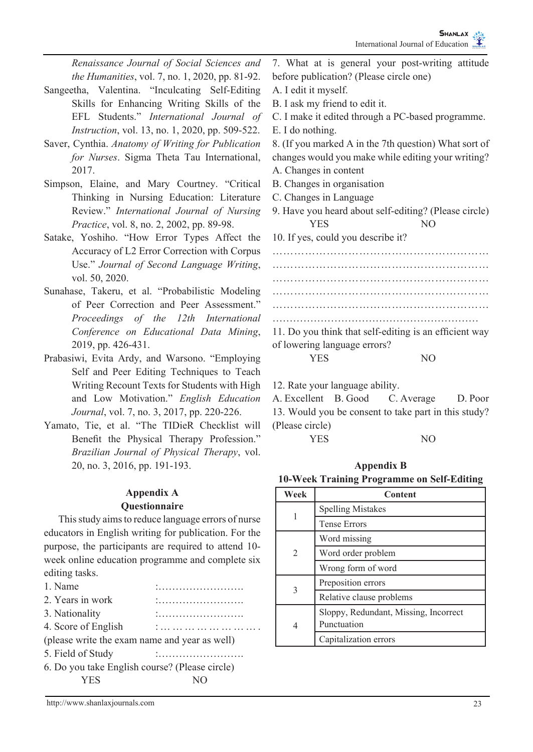*Renaissance Journal of Social Sciences and the Humanities*, vol. 7, no. 1, 2020, pp. 81-92.

Sangeetha, Valentina. "Inculcating Self-Editing Skills for Enhancing Writing Skills of the EFL Students." *International Journal of Instruction*, vol. 13, no. 1, 2020, pp. 509-522.

Saver, Cynthia. *Anatomy of Writing for Publication for Nurses*. Sigma Theta Tau International, 2017.

Simpson, Elaine, and Mary Courtney. "Critical Thinking in Nursing Education: Literature Review." *International Journal of Nursing Practice*, vol. 8, no. 2, 2002, pp. 89-98.

Satake, Yoshiho. "How Error Types Affect the Accuracy of L2 Error Correction with Corpus Use." *Journal of Second Language Writing*, vol. 50, 2020.

Sunahase, Takeru, et al. "Probabilistic Modeling of Peer Correction and Peer Assessment." *Proceedings of the 12th International Conference on Educational Data Mining*, 2019, pp. 426-431.

Prabasiwi, Evita Ardy, and Warsono. "Employing Self and Peer Editing Techniques to Teach Writing Recount Texts for Students with High and Low Motivation." *English Education Journal*, vol. 7, no. 3, 2017, pp. 220-226.

Yamato, Tie, et al. "The TIDieR Checklist will Benefit the Physical Therapy Profession." *Brazilian Journal of Physical Therapy*, vol. 20, no. 3, 2016, pp. 191-193.

## Appendix A
## Questionnaire

This study aims to reduce language errors of nurse educators in English writing for publication. For the purpose, the participants are required to attend 10-week online education programme and complete six editing tasks.

1. Name :…………………….
2. Years in work :…………………….
3. Nationality :…………………….
4. Score of English : … … … … … … … .
(please write the exam name and year as well)
5. Field of Study :…………………….
6. Do you take English course? (Please circle)
YES NO
7. What at is general your post-writing attitude before publication? (Please circle one)
A. I edit it myself.
B. I ask my friend to edit it.
C. I make it edited through a PC-based programme.
E. I do nothing.
8. (If you marked A in the 7th question) What sort of changes would you make while editing your writing?
A. Changes in content
B. Changes in organisation
C. Changes in Language
9. Have you heard about self-editing? (Please circle)
YES NO
10. If yes, could you describe it?
……………………………………………………
……………………………………………………
……………………………………………………
……………………………………………………
……………………………………………………
……………………………………………………
11. Do you think that self-editing is an efficient way of lowering language errors?
YES NO

12. Rate your language ability.
A. Excellent B. Good C. Average D. Poor
13. Would you be consent to take part in this study? (Please circle)
YES NO

## Appendix B
### 10-Week Training Programme on Self-Editing

| Week | Content |
|---|---|
| 1 | Spelling Mistakes |
| | Tense Errors |
| 2 | Word missing |
| | Word order problem |
| | Wrong form of word |
| 3 | Preposition errors |
| | Relative clause problems |
| 4 | Sloppy, Redundant, Missing, Incorrect Punctuation |
| | Capitalization errors |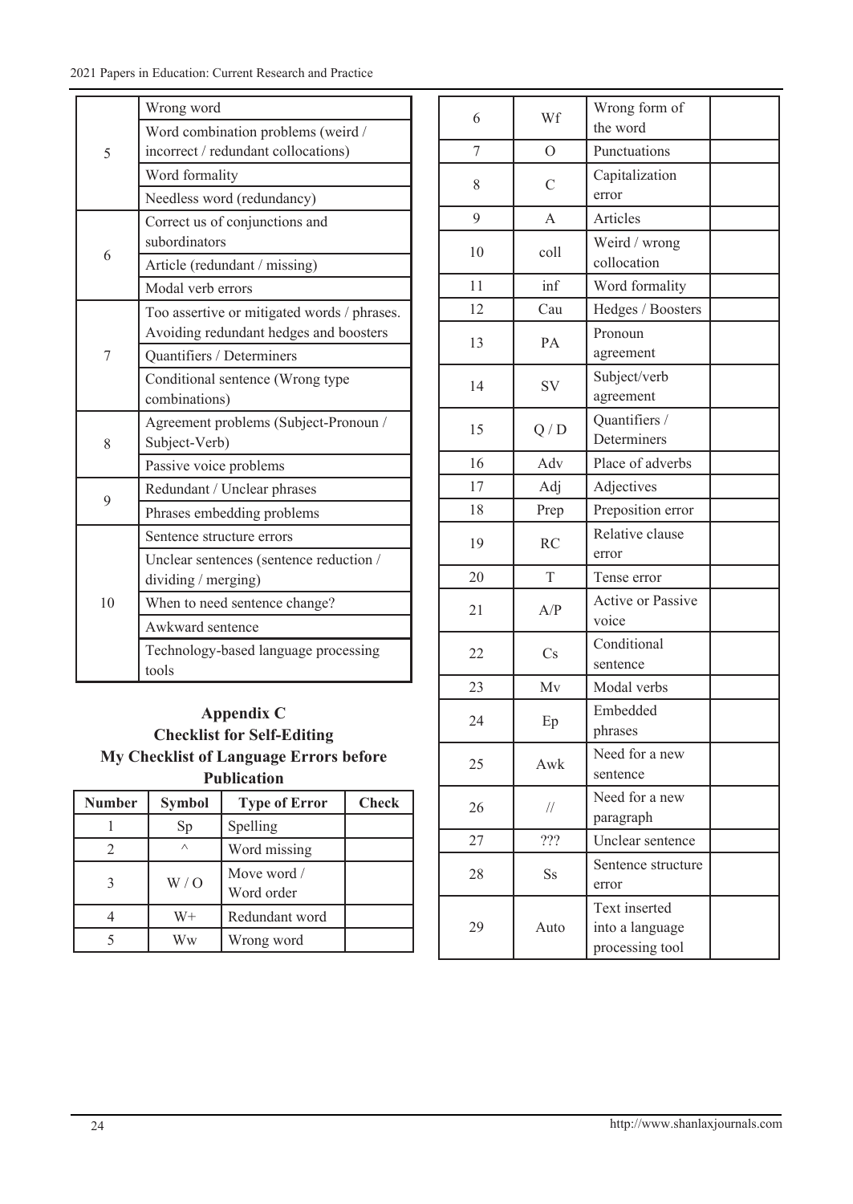| | |
|---|---|
| 5 | Wrong word |
| | Word combination problems (weird / incorrect / redundant collocations) |
| | Word formality |
| | Needless word (redundancy) |
| 6 | Correct us of conjunctions and subordinators |
| | Article (redundant / missing) |
| | Modal verb errors |
| 7 | Too assertive or mitigated words / phrases. Avoiding redundant hedges and boosters |
| | Quantifiers / Determiners |
| | Conditional sentence (Wrong type combinations) |
| 8 | Agreement problems (Subject-Pronoun / Subject-Verb) |
| | Passive voice problems |
| 9 | Redundant / Unclear phrases |
| | Phrases embedding problems |
| 10 | Sentence structure errors |
| | Unclear sentences (sentence reduction / dividing / merging) |
| | When to need sentence change? |
| | Awkward sentence |
| | Technology-based language processing tools |

## Appendix C

### Checklist for Self-Editing

### My Checklist of Language Errors before Publication

| Number | Symbol | Type of Error | Check |
|---|---|---|---|
| 1 | Sp | Spelling | |
| 2 | ^ | Word missing | |
| 3 | W / O | Move word / Word order | |
| 4 | W+ | Redundant word | |
| 5 | Ww | Wrong word | |
| 6 | Wf | Wrong form of the word | |
| 7 | O | Punctuations | |
| 8 | C | Capitalization error | |
| 9 | A | Articles | |
| 10 | coll | Weird / wrong collocation | |
| 11 | inf | Word formality | |
| 12 | Cau | Hedges / Boosters | |
| 13 | PA | Pronoun agreement | |
| 14 | SV | Subject/verb agreement | |
| 15 | Q / D | Quantifiers / Determiners | |
| 16 | Adv | Place of adverbs | |
| 17 | Adj | Adjectives | |
| 18 | Prep | Preposition error | |
| 19 | RC | Relative clause error | |
| 20 | T | Tense error | |
| 21 | A/P | Active or Passive voice | |
| 22 | Cs | Conditional sentence | |
| 23 | Mv | Modal verbs | |
| 24 | Ep | Embedded phrases | |
| 25 | Awk | Need for a new sentence | |
| 26 | // | Need for a new paragraph | |
| 27 | ??? | Unclear sentence | |
| 28 | Ss | Sentence structure error | |
| 29 | Auto | Text inserted into a language processing tool | |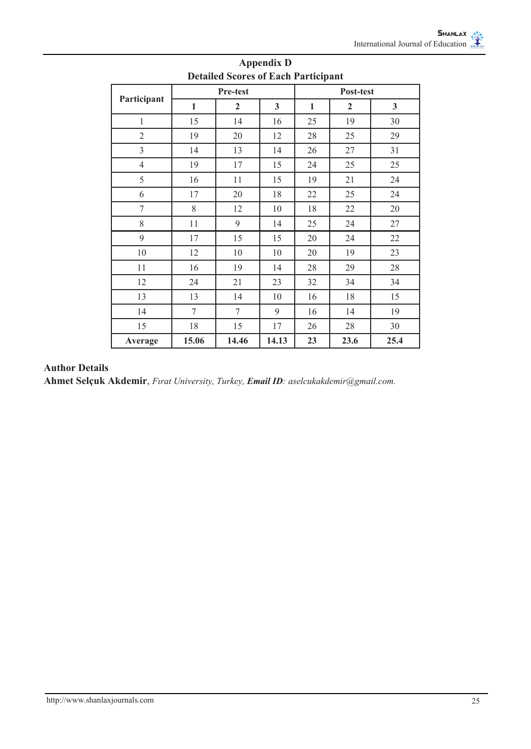## Appendix D

### Detailed Scores of Each Participant

| Participant | Pre-test | | | Post-test | | |
|---|---|---|---|---|---|---|
| | **1** | **2** | **3** | **1** | **2** | **3** |
| 1 | 15 | 14 | 16 | 25 | 19 | 30 |
| 2 | 19 | 20 | 12 | 28 | 25 | 29 |
| 3 | 14 | 13 | 14 | 26 | 27 | 31 |
| 4 | 19 | 17 | 15 | 24 | 25 | 25 |
| 5 | 16 | 11 | 15 | 19 | 21 | 24 |
| 6 | 17 | 20 | 18 | 22 | 25 | 24 |
| 7 | 8 | 12 | 10 | 18 | 22 | 20 |
| 8 | 11 | 9 | 14 | 25 | 24 | 27 |
| 9 | 17 | 15 | 15 | 20 | 24 | 22 |
| 10 | 12 | 10 | 10 | 20 | 19 | 23 |
| 11 | 16 | 19 | 14 | 28 | 29 | 28 |
| 12 | 24 | 21 | 23 | 32 | 34 | 34 |
| 13 | 13 | 14 | 10 | 16 | 18 | 15 |
| 14 | 7 | 7 | 9 | 16 | 14 | 19 |
| 15 | 18 | 15 | 17 | 26 | 28 | 30 |
| **Average** | **15.06** | **14.46** | **14.13** | **23** | **23.6** | **25.4** |

**Author Details**

**Ahmet Selçuk Akdemir**, *Fırat University, Turkey,* ***Email ID****: aselcukakdemir@gmail.com.*